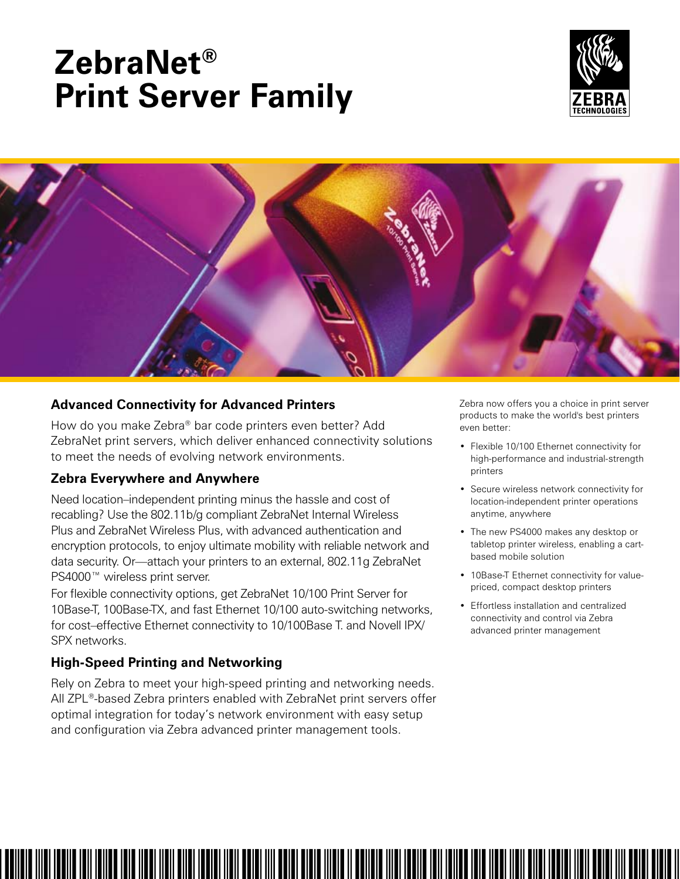# ZebraNet® Print Server Family

## Advanced Connectivity for Advanced Printers

How do you make Zebra® bar code printers even better? Add ZebraNet print servers, which deliver enhanced connectivity solutions to meet the needs of evolving network environments.

## Zebra Everywhere and Anywhere

Need location–independent printing minus the hassle and cost of recabling? Use the 802.11b/g compliant ZebraNet Internal Wireless Plus and ZebraNet Wireless Plus, with advanced authentication and encryption protocols, to enjoy ultimate mobility with reliable network and data security. Or—attach your printers to an external, 802.11g ZebraNet PS4000™ wireless print server.

For flexible connectivity options, get ZebraNet 10/100 Print Server for 10Base-T, 100Base-TX, and fast Ethernet 10/100 auto-switching networks, for cost–effective Ethernet connectivity to 10/100Base T. and Novell IPX/SPX networks.

## High-Speed Printing and Networking

Rely on Zebra to meet your high-speed printing and networking needs. All ZPL®-based Zebra printers enabled with ZebraNet print servers offer optimal integration for today's network environment with easy setup and configuration via Zebra advanced printer management tools.

Zebra now offers you a choice in print server products to make the world's best printers even better:

- Flexible 10/100 Ethernet connectivity for high-performance and industrial-strength printers
- Secure wireless network connectivity for location-independent printer operations anytime, anywhere
- The new PS4000 makes any desktop or tabletop printer wireless, enabling a cart-based mobile solution
- 10Base-T Ethernet connectivity for value-priced, compact desktop printers
- Effortless installation and centralized connectivity and control via Zebra advanced printer management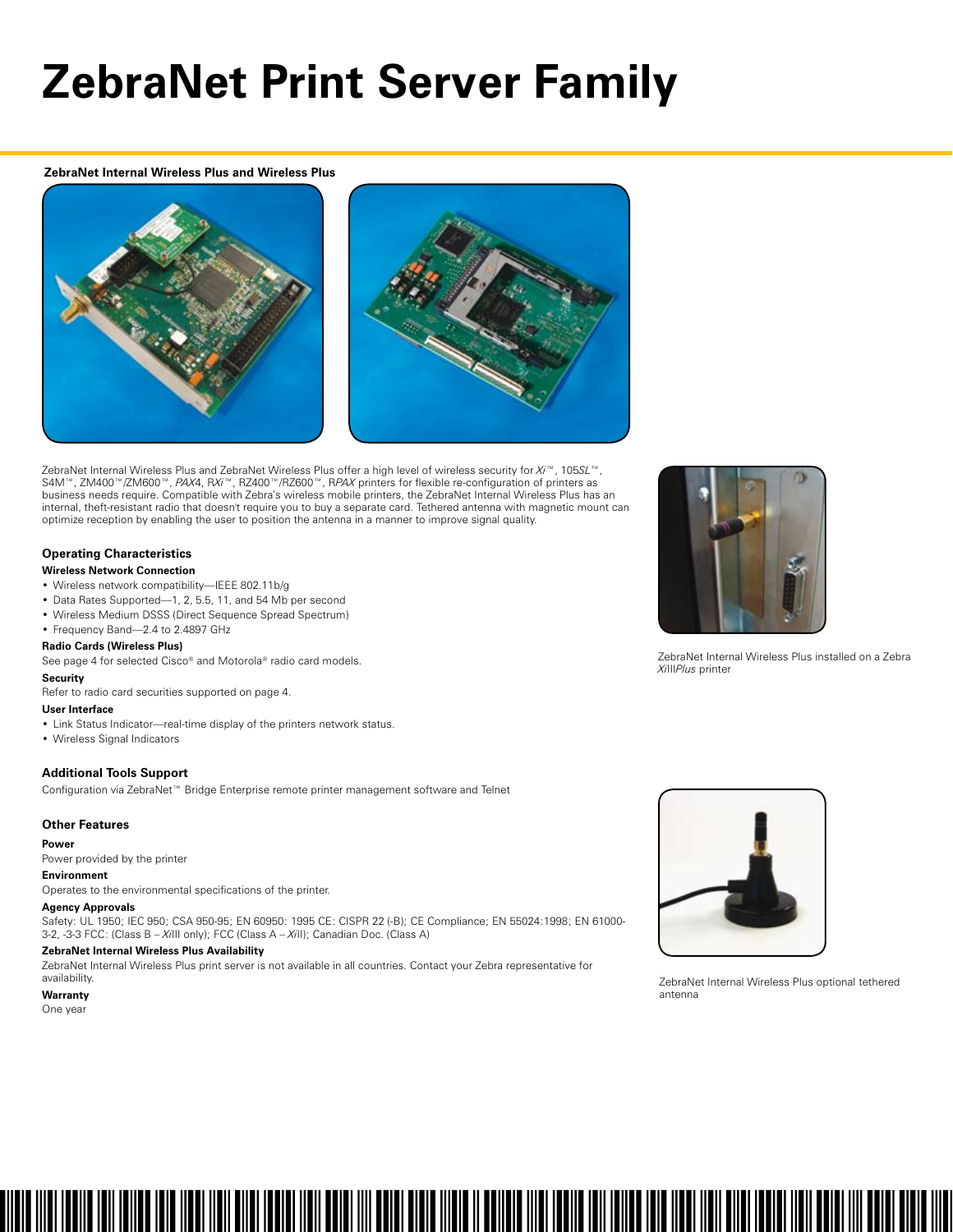# ZebraNet Print Server Family

**ZebraNet Internal Wireless Plus and Wireless Plus**

ZebraNet Internal Wireless Plus and ZebraNet Wireless Plus offer a high level of wireless security for *Xi*™, 105*SL*™, S4M™, ZM400™/ZM600™, *PAX*4, R*Xi*™, RZ400™/RZ600™, R*PAX* printers for flexible re-configuration of printers as business needs require. Compatible with Zebra's wireless mobile printers, the ZebraNet Internal Wireless Plus has an internal, theft-resistant radio that doesn't require you to buy a separate card. Tethered antenna with magnetic mount can optimize reception by enabling the user to position the antenna in a manner to improve signal quality.

ZebraNet Internal Wireless Plus installed on a Zebra *Xi*III*Plus* printer

### Operating Characteristics

**Wireless Network Connection**

- Wireless network compatibility—IEEE 802.11b/g
- Data Rates Supported—1, 2, 5.5, 11, and 54 Mb per second
- Wireless Medium DSSS (Direct Sequence Spread Spectrum)
- Frequency Band—2.4 to 2.4897 GHz

**Radio Cards (Wireless Plus)**

See page 4 for selected Cisco® and Motorola® radio card models.

**Security**

Refer to radio card securities supported on page 4.

**User Interface**

- Link Status Indicator—real-time display of the printers network status.
- Wireless Signal Indicators

### Additional Tools Support

Configuration via ZebraNet™ Bridge Enterprise remote printer management software and Telnet

### Other Features

**Power**

Power provided by the printer

**Environment**

Operates to the environmental specifications of the printer.

**Agency Approvals**

Safety: UL 1950; IEC 950; CSA 950-95; EN 60950: 1995 CE: CISPR 22 (-B); CE Compliance; EN 55024:1998; EN 61000-3-2, -3-3 FCC: (Class B – *Xi*III only); FCC (Class A – *Xi*II); Canadian Doc. (Class A)

**ZebraNet Internal Wireless Plus Availability**

ZebraNet Internal Wireless Plus print server is not available in all countries. Contact your Zebra representative for availability.

**Warranty**

One year

ZebraNet Internal Wireless Plus optional tethered antenna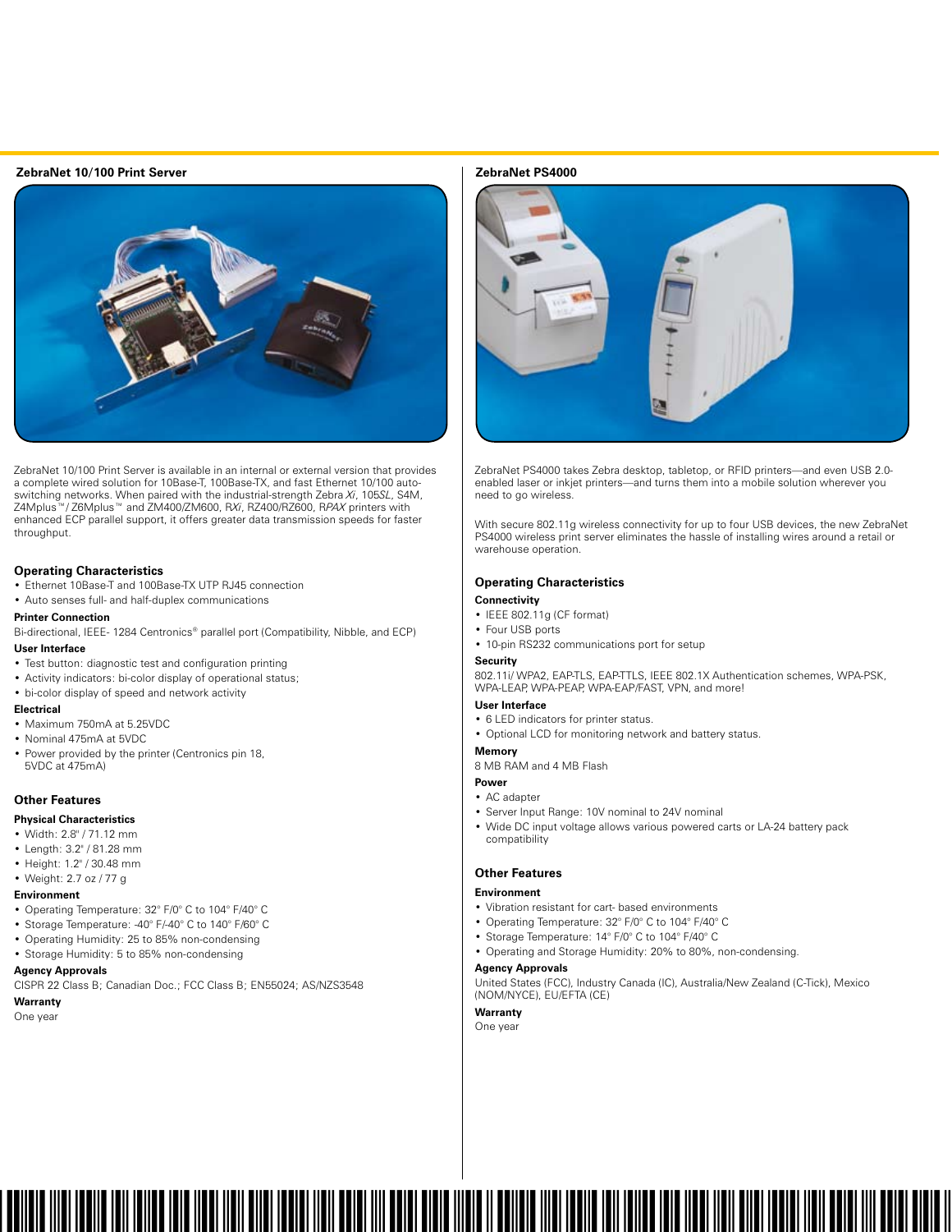## ZebraNet 10/100 Print Server

ZebraNet 10/100 Print Server is available in an internal or external version that provides a complete wired solution for 10Base-T, 100Base-TX, and fast Ethernet 10/100 auto-switching networks. When paired with the industrial-strength Zebra *Xi*, 105*SL*, S4M, Z4Mplus™/Z6Mplus™ and ZM400/ZM600, R*Xi*, RZ400/RZ600, R*PAX* printers with enhanced ECP parallel support, it offers greater data transmission speeds for faster throughput.

### Operating Characteristics

- Ethernet 10Base-T and 100Base-TX UTP RJ45 connection
- Auto senses full- and half-duplex communications

**Printer Connection**

Bi-directional, IEEE- 1284 Centronics® parallel port (Compatibility, Nibble, and ECP)

**User Interface**

- Test button: diagnostic test and configuration printing
- Activity indicators: bi-color display of operational status;
- bi-color display of speed and network activity

**Electrical**

- Maximum 750mA at 5.25VDC
- Nominal 475mA at 5VDC
- Power provided by the printer (Centronics pin 18, 5VDC at 475mA)

### Other Features

**Physical Characteristics**

- Width: 2.8" / 71.12 mm
- Length: 3.2" / 81.28 mm
- Height: 1.2" / 30.48 mm
- Weight: 2.7 oz / 77 g

**Environment**

- Operating Temperature: 32° F/0° C to 104° F/40° C
- Storage Temperature: -40° F/-40° C to 140° F/60° C
- Operating Humidity: 25 to 85% non-condensing
- Storage Humidity: 5 to 85% non-condensing

**Agency Approvals**

CISPR 22 Class B; Canadian Doc.; FCC Class B; EN55024; AS/NZS3548

**Warranty**

One year

## ZebraNet PS4000

ZebraNet PS4000 takes Zebra desktop, tabletop, or RFID printers—and even USB 2.0-enabled laser or inkjet printers—and turns them into a mobile solution wherever you need to go wireless.

With secure 802.11g wireless connectivity for up to four USB devices, the new ZebraNet PS4000 wireless print server eliminates the hassle of installing wires around a retail or warehouse operation.

### Operating Characteristics

**Connectivity**

- IEEE 802.11g (CF format)
- Four USB ports
- 10-pin RS232 communications port for setup

**Security**

802.11i/ WPA2, EAP-TLS, EAP-TTLS, IEEE 802.1X Authentication schemes, WPA-PSK, WPA-LEAP, WPA-PEAP, WPA-EAP/FAST, VPN, and more!

**User Interface**

- 6 LED indicators for printer status.
- Optional LCD for monitoring network and battery status.

**Memory**

8 MB RAM and 4 MB Flash

**Power**

- AC adapter
- Server Input Range: 10V nominal to 24V nominal
- Wide DC input voltage allows various powered carts or LA-24 battery pack compatibility

### Other Features

**Environment**

- Vibration resistant for cart- based environments
- Operating Temperature: 32° F/0° C to 104° F/40° C
- Storage Temperature: 14° F/0° C to 104° F/40° C
- Operating and Storage Humidity: 20% to 80%, non-condensing.

**Agency Approvals**

United States (FCC), Industry Canada (IC), Australia/New Zealand (C-Tick), Mexico (NOM/NYCE), EU/EFTA (CE)

**Warranty**

One year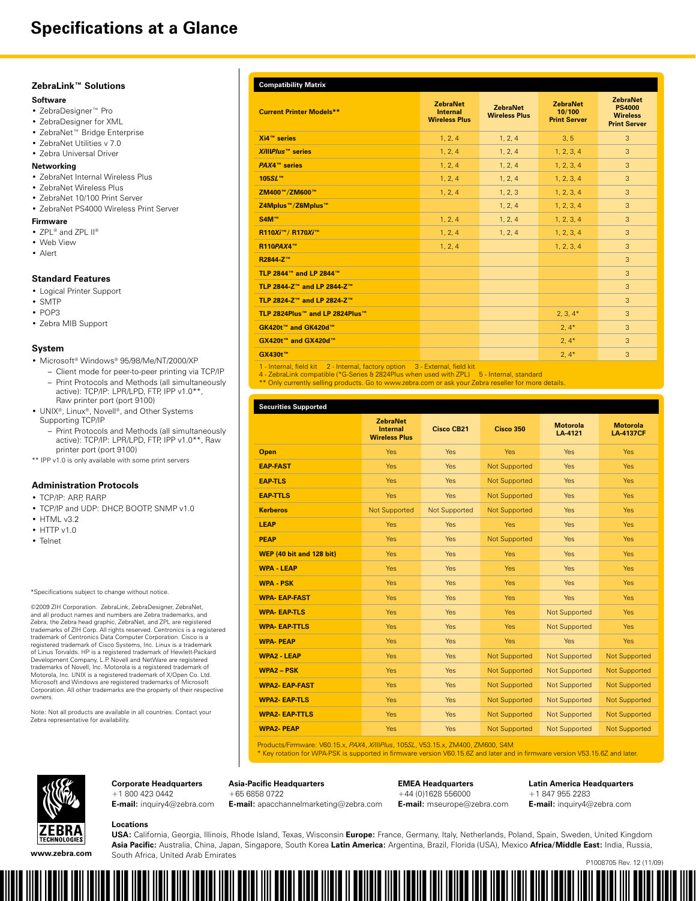# Specifications at a Glance

## ZebraLink™ Solutions

### Software

- ZebraDesigner™ Pro
- ZebraDesigner for XML
- ZebraNet™ Bridge Enterprise
- ZebraNet Utilities v 7.0
- Zebra Universal Driver

### Networking

- ZebraNet Internal Wireless Plus
- ZebraNet Wireless Plus
- ZebraNet 10/100 Print Server
- ZebraNet PS4000 Wireless Print Server

### Firmware

- ZPL® and ZPL II®
- Web View
- Alert

## Standard Features

- Logical Printer Support
- SMTP
- POP3
- Zebra MIB Support

## System

- Microsoft® Windows® 95/98/Me/NT/2000/XP
  - Client mode for peer-to-peer printing via TCP/IP
  - Print Protocols and Methods (all simultaneously active): TCP/IP: LPR/LPD, FTP, IPP v1.0**, Raw printer port (port 9100)
- UNIX®, Linux®, Novell®, and Other Systems Supporting TCP/IP
  - Print Protocols and Methods (all simultaneously active): TCP/IP: LPR/LPD, FTP, IPP v1.0**, Raw printer port (port 9100)

** IPP v1.0 is only available with some print servers

## Administration Protocols

- TCP/IP: ARP, RARP
- TCP/IP and UDP: DHCP, BOOTP, SNMP v1.0
- HTML v3.2
- HTTP v1.0
- Telnet

*Specifications subject to change without notice.

©2009 ZIH Corporation. ZebraLink, ZebraDesigner, ZebraNet, and all product names and numbers are Zebra trademarks, and Zebra, the Zebra head graphic, ZebraNet, and ZPL are registered trademarks of ZIH Corp. All rights reserved. Centronics is a registered trademark of Centronics Data Computer Corporation. Cisco is a registered trademark of Cisco Systems, Inc. Linux is a trademark of Linus Torvalds. HP is a registered trademark of Hewlett-Packard Development Company, L.P. Novell and NetWare are registered trademarks of Novell, Inc. Motorola is a registered trademark of Motorola, Inc. UNIX is a registered trademark of X/Open Co. Ltd. Microsoft and Windows are registered trademarks of Microsoft Corporation. All other trademarks are the property of their respective owners.

Note: Not all products are available in all countries. Contact your Zebra representative for availability.

## Compatibility Matrix

| Current Printer Models** | ZebraNet Internal Wireless Plus | ZebraNet Wireless Plus | ZebraNet 10/100 Print Server | ZebraNet PS4000 Wireless Print Server |
|---|---|---|---|---|
| Xi4™ series | 1, 2, 4 | 1, 2, 4 | 3, 5 | 3 |
| *XiIIIPlus*™ series | 1, 2, 4 | 1, 2, 4 | 1, 2, 3, 4 | 3 |
| *PAX4*™ series | 1, 2, 4 | 1, 2, 4 | 1, 2, 3, 4 | 3 |
| 105*SL*™ | 1, 2, 4 | 1, 2, 4 | 1, 2, 3, 4 | 3 |
| ZM400™/ZM600™ | 1, 2, 4 | 1, 2, 3 | 1, 2, 3, 4 | 3 |
| Z4Mplus™/Z6Mplus™ | | 1, 2, 4 | 1, 2, 3, 4 | 3 |
| S4M™ | 1, 2, 4 | 1, 2, 4 | 1, 2, 3, 4 | 3 |
| R110*Xi*™/ R170*Xi*™ | 1, 2, 4 | 1, 2, 4 | 1, 2, 3, 4 | 3 |
| R110*PAX4*™ | 1, 2, 4 | | 1, 2, 3, 4 | 3 |
| R2844-Z™ | | | | 3 |
| TLP 2844™ and LP 2844™ | | | | 3 |
| TLP 2844-Z™ and LP 2844-Z™ | | | | 3 |
| TLP 2824-Z™ and LP 2824-Z™ | | | | 3 |
| TLP 2824Plus™ and LP 2824Plus™ | | | 2, 3, 4* | 3 |
| GK420t™ and GK420d™ | | | 2, 4* | 3 |
| GX420t™ and GX420d™ | | | 2, 4* | 3 |
| GX430t™ | | | 2, 4* | 3 |

1 - Internal, field kit 2 - Internal, factory option 3 - External, field kit
4 - ZebraLink compatible (*G-Series & 2824Plus when used with ZPL) 5 - Internal, standard
** Only currently selling products. Go to www.zebra.com or ask your Zebra reseller for more details.

## Securities Supported

| | ZebraNet Internal Wireless Plus | Cisco CB21 | Cisco 350 | Motorola LA-4121 | Motorola LA-4137CF |
|---|---|---|---|---|---|
| Open | Yes | Yes | Yes | Yes | Yes |
| EAP-FAST | Yes | Yes | Not Supported | Yes | Yes |
| EAP-TLS | Yes | Yes | Not Supported | Yes | Yes |
| EAP-TTLS | Yes | Yes | Not Supported | Yes | Yes |
| Kerberos | Not Supported | Not Supported | Not Supported | Yes | Yes |
| LEAP | Yes | Yes | Yes | Yes | Yes |
| PEAP | Yes | Yes | Not Supported | Yes | Yes |
| WEP (40 bit and 128 bit) | Yes | Yes | Yes | Yes | Yes |
| WPA - LEAP | Yes | Yes | Yes | Yes | Yes |
| WPA - PSK | Yes | Yes | Yes | Yes | Yes |
| WPA- EAP-FAST | Yes | Yes | Yes | Yes | Yes |
| WPA- EAP-TLS | Yes | Yes | Yes | Not Supported | Yes |
| WPA- EAP-TTLS | Yes | Yes | Yes | Not Supported | Yes |
| WPA- PEAP | Yes | Yes | Yes | Yes | Yes |
| WPA2 - LEAP | Yes | Yes | Not Supported | Not Supported | Not Supported |
| WPA2 – PSK | Yes | Yes | Not Supported | Not Supported | Not Supported |
| WPA2- EAP-FAST | Yes | Yes | Not Supported | Not Supported | Not Supported |
| WPA2- EAP-TLS | Yes | Yes | Not Supported | Not Supported | Not Supported |
| WPA2- EAP-TTLS | Yes | Yes | Not Supported | Not Supported | Not Supported |
| WPA2- PEAP | Yes | Yes | Not Supported | Not Supported | Not Supported |

Products/Firmware: V60.15.x, *PAX4*, *XiIIIPlus*, 105*SL*, V53.15.x, ZM400, ZM600, S4M
* Key rotation for WPA-PSK is supported in firmware version V60.15.6Z and later and in firmware version V53.15.6Z and later.

**Corporate Headquarters**
+1 800 423 0442
**E-mail:** inquiry4@zebra.com

**Asia-Pacific Headquarters**
+65 6858 0722
**E-mail:** apacchannelmarketing@zebra.com

**EMEA Headquarters**
+44 (0)1628 556000
**E-mail:** mseurope@zebra.com

**Latin America Headquarters**
+1 847 955 2283
**E-mail:** inquiry4@zebra.com

**Locations**
**USA:** California, Georgia, Illinois, Rhode Island, Texas, Wisconsin **Europe:** France, Germany, Italy, Netherlands, Poland, Spain, Sweden, United Kingdom **Asia Pacific:** Australia, China, Japan, Singapore, South Korea **Latin America:** Argentina, Brazil, Florida (USA), Mexico **Africa/Middle East:** India, Russia, South Africa, United Arab Emirates

www.zebra.com

P1008705 Rev. 12 (11/09)